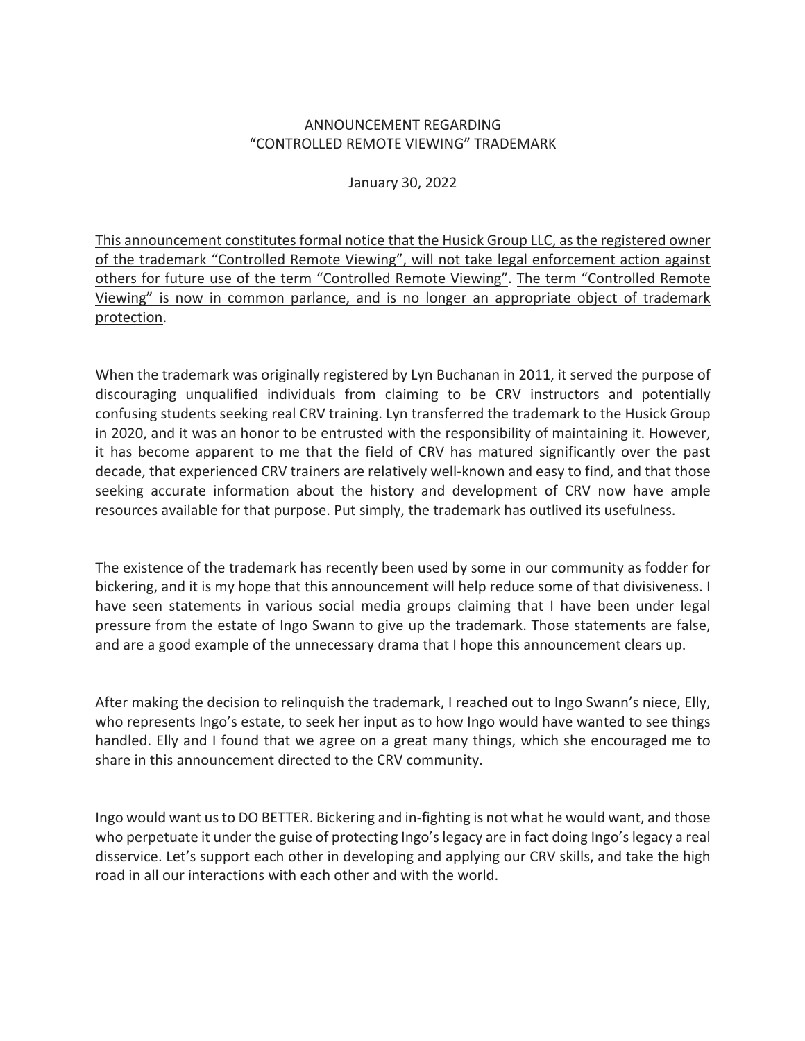# ANNOUNCEMENT REGARDING "CONTROLLED REMOTE VIEWING" TRADEMARK

January 30, 2022

<u>This announcement constitutes formal notice that the Husick Group LLC, as the registered owner of the trademark "Controlled Remote Viewing", will not take legal enforcement action against others for future use of the term "Controlled Remote Viewing"</u>. <u>The term "Controlled Remote Viewing" is now in common parlance, and is no longer an appropriate object of trademark protection</u>.

When the trademark was originally registered by Lyn Buchanan in 2011, it served the purpose of discouraging unqualified individuals from claiming to be CRV instructors and potentially confusing students seeking real CRV training. Lyn transferred the trademark to the Husick Group in 2020, and it was an honor to be entrusted with the responsibility of maintaining it. However, it has become apparent to me that the field of CRV has matured significantly over the past decade, that experienced CRV trainers are relatively well-known and easy to find, and that those seeking accurate information about the history and development of CRV now have ample resources available for that purpose. Put simply, the trademark has outlived its usefulness.

The existence of the trademark has recently been used by some in our community as fodder for bickering, and it is my hope that this announcement will help reduce some of that divisiveness. I have seen statements in various social media groups claiming that I have been under legal pressure from the estate of Ingo Swann to give up the trademark. Those statements are false, and are a good example of the unnecessary drama that I hope this announcement clears up.

After making the decision to relinquish the trademark, I reached out to Ingo Swann's niece, Elly, who represents Ingo's estate, to seek her input as to how Ingo would have wanted to see things handled. Elly and I found that we agree on a great many things, which she encouraged me to share in this announcement directed to the CRV community.

Ingo would want us to DO BETTER. Bickering and in-fighting is not what he would want, and those who perpetuate it under the guise of protecting Ingo's legacy are in fact doing Ingo's legacy a real disservice. Let's support each other in developing and applying our CRV skills, and take the high road in all our interactions with each other and with the world.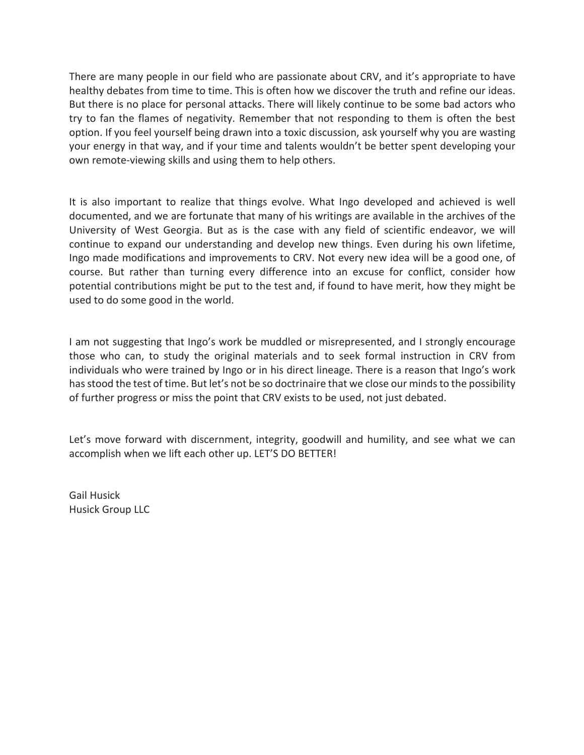There are many people in our field who are passionate about CRV, and it's appropriate to have healthy debates from time to time. This is often how we discover the truth and refine our ideas. But there is no place for personal attacks. There will likely continue to be some bad actors who try to fan the flames of negativity. Remember that not responding to them is often the best option. If you feel yourself being drawn into a toxic discussion, ask yourself why you are wasting your energy in that way, and if your time and talents wouldn't be better spent developing your own remote-viewing skills and using them to help others.

It is also important to realize that things evolve. What Ingo developed and achieved is well documented, and we are fortunate that many of his writings are available in the archives of the University of West Georgia. But as is the case with any field of scientific endeavor, we will continue to expand our understanding and develop new things. Even during his own lifetime, Ingo made modifications and improvements to CRV. Not every new idea will be a good one, of course. But rather than turning every difference into an excuse for conflict, consider how potential contributions might be put to the test and, if found to have merit, how they might be used to do some good in the world.

I am not suggesting that Ingo's work be muddled or misrepresented, and I strongly encourage those who can, to study the original materials and to seek formal instruction in CRV from individuals who were trained by Ingo or in his direct lineage. There is a reason that Ingo's work has stood the test of time. But let's not be so doctrinaire that we close our minds to the possibility of further progress or miss the point that CRV exists to be used, not just debated.

Let's move forward with discernment, integrity, goodwill and humility, and see what we can accomplish when we lift each other up. LET'S DO BETTER!

Gail Husick
Husick Group LLC